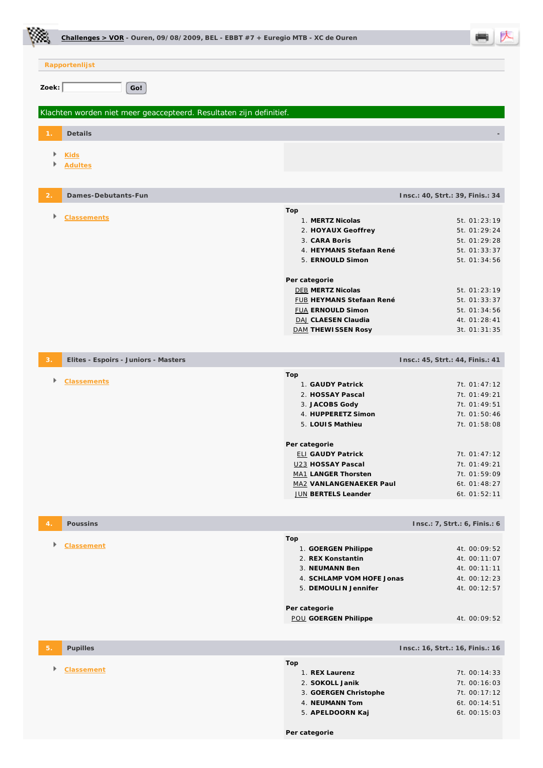**Challenges > VOR** - Ouren, 09/08/2009, BEL - EBBT #7 + Euregio MTB - XC de Ouren

**Rapportenlijst**

**Zoek:** Go!

Klachten worden niet meer geaccepteerd. Resultaten zijn definitief.

## 1. Details

- Kids
- Adultes

## 2. Dames-Debutants-Fun

Insc.: 40, Strt.: 39, Finis.: 34

- Classements

**Top**

| | | |
|---|---|---|
| 1. | **MERTZ Nicolas** | 5t. 01:23:19 |
| 2. | **HOYAUX Geoffrey** | 5t. 01:29:24 |
| 3. | **CARA Boris** | 5t. 01:29:28 |
| 4. | **HEYMANS Stefaan René** | 5t. 01:33:37 |
| 5. | **ERNOULD Simon** | 5t. 01:34:56 |

**Per categorie**

| | | |
|---|---|---|
| DEB | **MERTZ Nicolas** | 5t. 01:23:19 |
| FUB | **HEYMANS Stefaan René** | 5t. 01:33:37 |
| FUA | **ERNOULD Simon** | 5t. 01:34:56 |
| DAJ | **CLAESEN Claudia** | 4t. 01:28:41 |
| DAM | **THEWISSEN Rosy** | 3t. 01:31:35 |

## 3. Elites - Espoirs - Juniors - Masters

Insc.: 45, Strt.: 44, Finis.: 41

- Classements

**Top**

| | | |
|---|---|---|
| 1. | **GAUDY Patrick** | 7t. 01:47:12 |
| 2. | **HOSSAY Pascal** | 7t. 01:49:21 |
| 3. | **JACOBS Gody** | 7t. 01:49:51 |
| 4. | **HUPPERETZ Simon** | 7t. 01:50:46 |
| 5. | **LOUIS Mathieu** | 7t. 01:58:08 |

**Per categorie**

| | | |
|---|---|---|
| ELI | **GAUDY Patrick** | 7t. 01:47:12 |
| U23 | **HOSSAY Pascal** | 7t. 01:49:21 |
| MA1 | **LANGER Thorsten** | 7t. 01:59:09 |
| MA2 | **VANLANGENAEKER Paul** | 6t. 01:48:27 |
| JUN | **BERTELS Leander** | 6t. 01:52:11 |

## 4. Poussins

Insc.: 7, Strt.: 6, Finis.: 6

- Classement

**Top**

| | | |
|---|---|---|
| 1. | **GOERGEN Philippe** | 4t. 00:09:52 |
| 2. | **REX Konstantin** | 4t. 00:11:07 |
| 3. | **NEUMANN Ben** | 4t. 00:11:11 |
| 4. | **SCHLAMP VOM HOFE Jonas** | 4t. 00:12:23 |
| 5. | **DEMOULIN Jennifer** | 4t. 00:12:57 |

**Per categorie**

| | | |
|---|---|---|
| POU | **GOERGEN Philippe** | 4t. 00:09:52 |

## 5. Pupilles

Insc.: 16, Strt.: 16, Finis.: 16

- Classement

**Top**

| | | |
|---|---|---|
| 1. | **REX Laurenz** | 7t. 00:14:33 |
| 2. | **SOKOLL Janik** | 7t. 00:16:03 |
| 3. | **GOERGEN Christophe** | 7t. 00:17:12 |
| 4. | **NEUMANN Tom** | 6t. 00:14:51 |
| 5. | **APELDOORN Kaj** | 6t. 00:15:03 |

**Per categorie**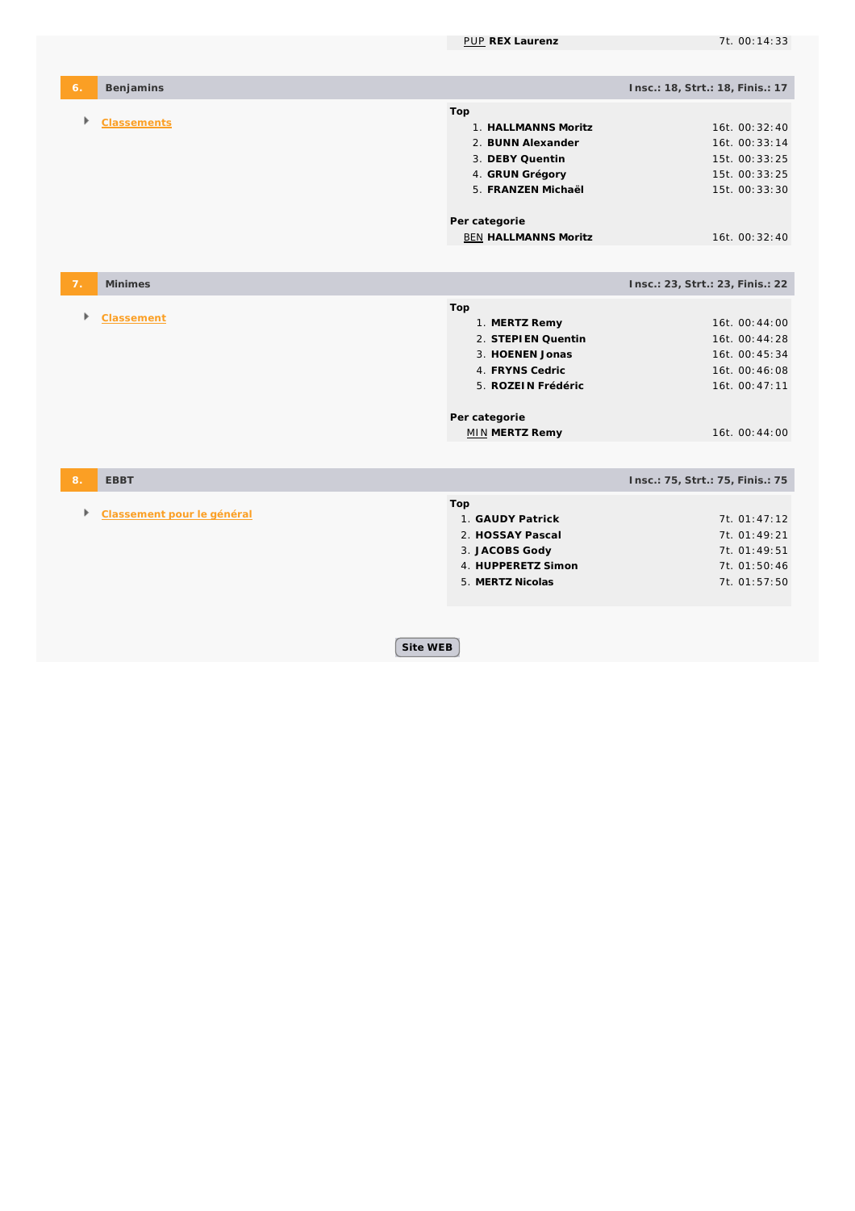PUP **REX Laurenz** 7t. 00:14:33

## 6. Benjamins

Insc.: 18, Strt.: 18, Finis.: 17

- Classements

**Top**

| | | |
|---|---|---|
| 1. | **HALLMANNS Moritz** | 16t. 00:32:40 |
| 2. | **BUNN Alexander** | 16t. 00:33:14 |
| 3. | **DEBY Quentin** | 15t. 00:33:25 |
| 4. | **GRUN Grégory** | 15t. 00:33:25 |
| 5. | **FRANZEN Michaël** | 15t. 00:33:30 |

**Per categorie**

BEN **HALLMANNS Moritz** 16t. 00:32:40

## 7. Minimes

Insc.: 23, Strt.: 23, Finis.: 22

- Classement

**Top**

| | | |
|---|---|---|
| 1. | **MERTZ Remy** | 16t. 00:44:00 |
| 2. | **STEPIEN Quentin** | 16t. 00:44:28 |
| 3. | **HOENEN Jonas** | 16t. 00:45:34 |
| 4. | **FRYNS Cedric** | 16t. 00:46:08 |
| 5. | **ROZEIN Frédéric** | 16t. 00:47:11 |

**Per categorie**

MIN **MERTZ Remy** 16t. 00:44:00

## 8. EBBT

Insc.: 75, Strt.: 75, Finis.: 75

- Classement pour le général

**Top**

| | | |
|---|---|---|
| 1. | **GAUDY Patrick** | 7t. 01:47:12 |
| 2. | **HOSSAY Pascal** | 7t. 01:49:21 |
| 3. | **JACOBS Gody** | 7t. 01:49:51 |
| 4. | **HUPPERETZ Simon** | 7t. 01:50:46 |
| 5. | **MERTZ Nicolas** | 7t. 01:57:50 |

Site WEB